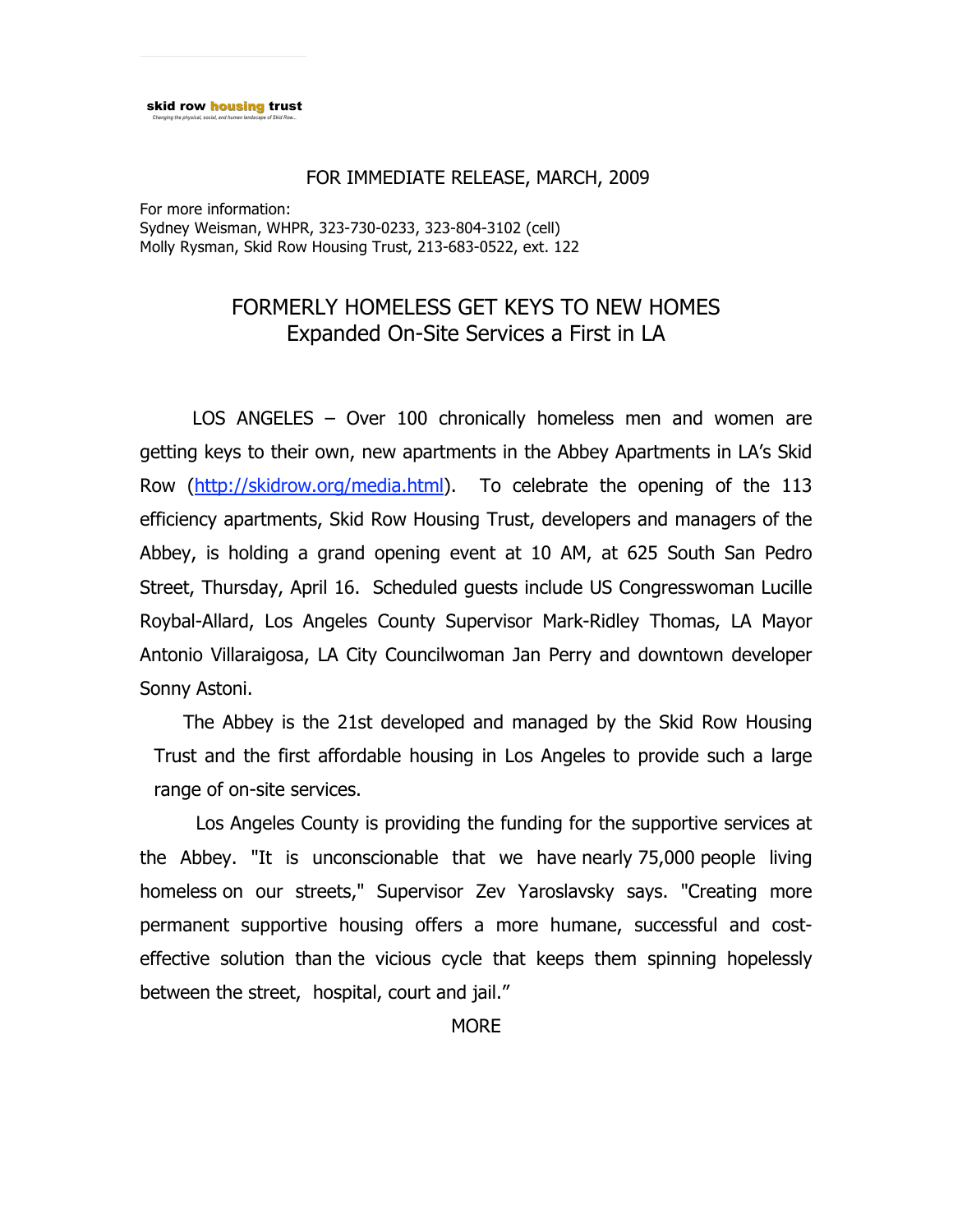**skid row housing trust**
*Changing the physical, social, and human landscape of Skid Row...*

FOR IMMEDIATE RELEASE, MARCH, 2009

For more information:
Sydney Weisman, WHPR, 323-730-0233, 323-804-3102 (cell)
Molly Rysman, Skid Row Housing Trust, 213-683-0522, ext. 122

# FORMERLY HOMELESS GET KEYS TO NEW HOMES
## Expanded On-Site Services a First in LA

LOS ANGELES – Over 100 chronically homeless men and women are getting keys to their own, new apartments in the Abbey Apartments in LA's Skid Row (http://skidrow.org/media.html). To celebrate the opening of the 113 efficiency apartments, Skid Row Housing Trust, developers and managers of the Abbey, is holding a grand opening event at 10 AM, at 625 South San Pedro Street, Thursday, April 16. Scheduled guests include US Congresswoman Lucille Roybal-Allard, Los Angeles County Supervisor Mark-Ridley Thomas, LA Mayor Antonio Villaraigosa, LA City Councilwoman Jan Perry and downtown developer Sonny Astoni.

The Abbey is the 21st developed and managed by the Skid Row Housing Trust and the first affordable housing in Los Angeles to provide such a large range of on-site services.

Los Angeles County is providing the funding for the supportive services at the Abbey. "It is unconscionable that we have nearly 75,000 people living homeless on our streets," Supervisor Zev Yaroslavsky says. "Creating more permanent supportive housing offers a more humane, successful and cost-effective solution than the vicious cycle that keeps them spinning hopelessly between the street, hospital, court and jail."

MORE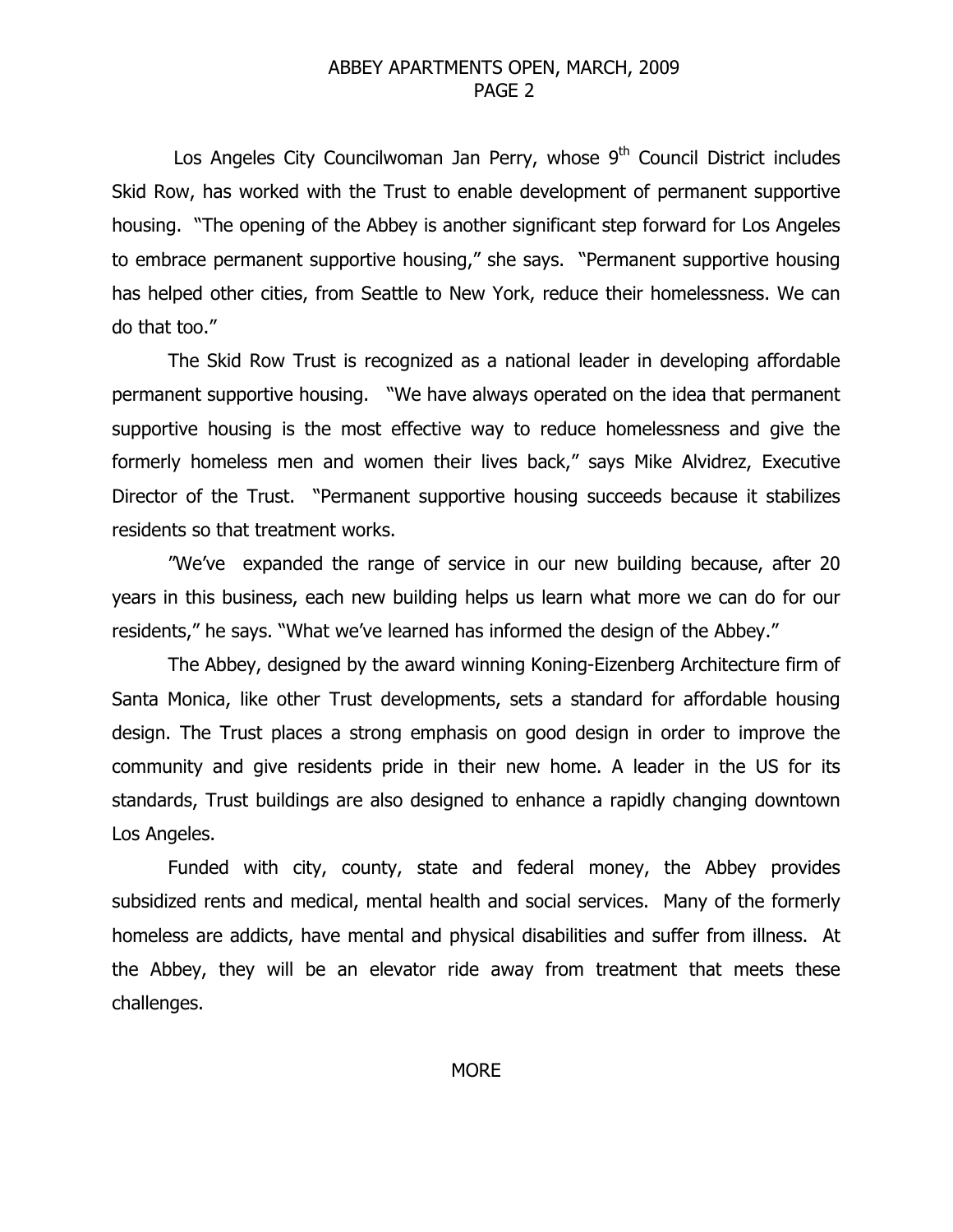Los Angeles City Councilwoman Jan Perry, whose 9th Council District includes Skid Row, has worked with the Trust to enable development of permanent supportive housing. "The opening of the Abbey is another significant step forward for Los Angeles to embrace permanent supportive housing," she says. "Permanent supportive housing has helped other cities, from Seattle to New York, reduce their homelessness. We can do that too."

The Skid Row Trust is recognized as a national leader in developing affordable permanent supportive housing. "We have always operated on the idea that permanent supportive housing is the most effective way to reduce homelessness and give the formerly homeless men and women their lives back," says Mike Alvidrez, Executive Director of the Trust. "Permanent supportive housing succeeds because it stabilizes residents so that treatment works.

"We've expanded the range of service in our new building because, after 20 years in this business, each new building helps us learn what more we can do for our residents," he says. "What we've learned has informed the design of the Abbey."

The Abbey, designed by the award winning Koning-Eizenberg Architecture firm of Santa Monica, like other Trust developments, sets a standard for affordable housing design. The Trust places a strong emphasis on good design in order to improve the community and give residents pride in their new home. A leader in the US for its standards, Trust buildings are also designed to enhance a rapidly changing downtown Los Angeles.

Funded with city, county, state and federal money, the Abbey provides subsidized rents and medical, mental health and social services. Many of the formerly homeless are addicts, have mental and physical disabilities and suffer from illness. At the Abbey, they will be an elevator ride away from treatment that meets these challenges.

MORE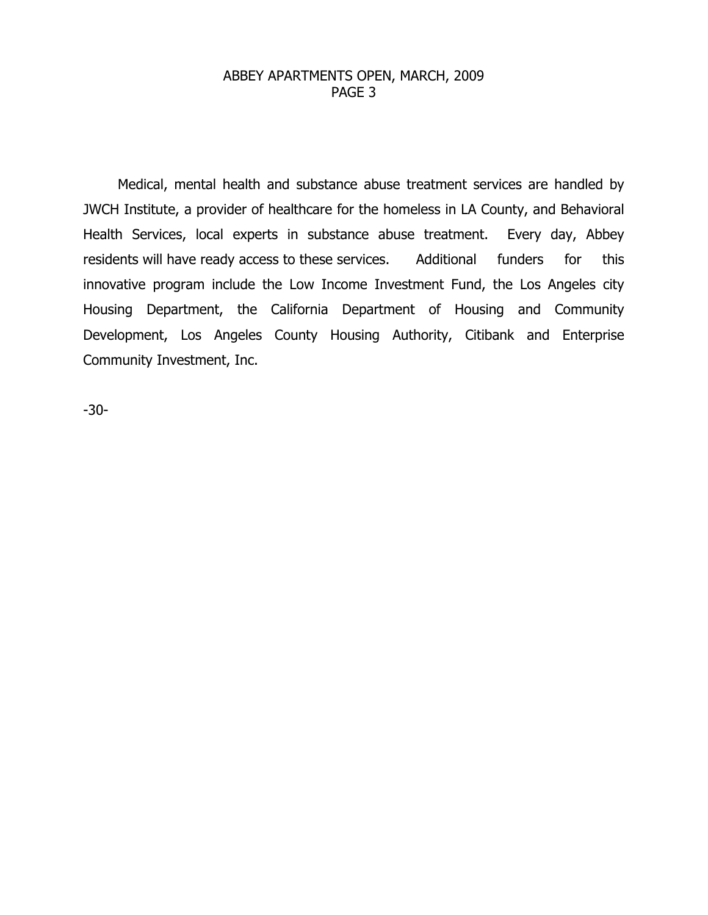Medical, mental health and substance abuse treatment services are handled by JWCH Institute, a provider of healthcare for the homeless in LA County, and Behavioral Health Services, local experts in substance abuse treatment. Every day, Abbey residents will have ready access to these services. Additional funders for this innovative program include the Low Income Investment Fund, the Los Angeles city Housing Department, the California Department of Housing and Community Development, Los Angeles County Housing Authority, Citibank and Enterprise Community Investment, Inc.

-30-